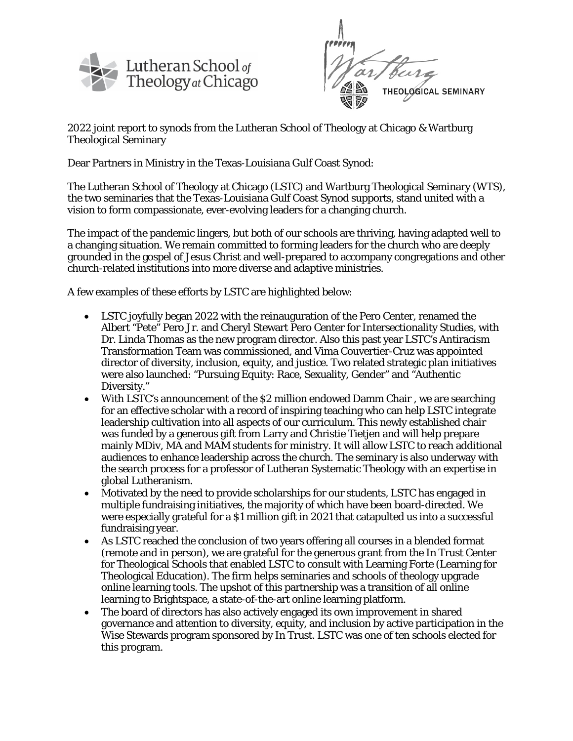Lutheran School of Theology at Chicago

Wartburg THEOLOGICAL SEMINARY

2022 joint report to synods from the Lutheran School of Theology at Chicago & Wartburg Theological Seminary

Dear Partners in Ministry in the Texas-Louisiana Gulf Coast Synod:

The Lutheran School of Theology at Chicago (LSTC) and Wartburg Theological Seminary (WTS), the two seminaries that the Texas-Louisiana Gulf Coast Synod supports, stand united with a vision to form compassionate, ever-evolving leaders for a changing church.

The impact of the pandemic lingers, but both of our schools are thriving, having adapted well to a changing situation. We remain committed to forming leaders for the church who are deeply grounded in the gospel of Jesus Christ and well-prepared to accompany congregations and other church-related institutions into more diverse and adaptive ministries.

A few examples of these efforts by LSTC are highlighted below:

- LSTC joyfully began 2022 with the reinauguration of the Pero Center, renamed the Albert "Pete" Pero Jr. and Cheryl Stewart Pero Center for Intersectionality Studies, with Dr. Linda Thomas as the new program director. Also this past year LSTC's Antiracism Transformation Team was commissioned, and Vima Couvertier-Cruz was appointed director of diversity, inclusion, equity, and justice. Two related strategic plan initiatives were also launched: "Pursuing Equity: Race, Sexuality, Gender" and "Authentic Diversity."
- With LSTC's announcement of the $2 million endowed Damm Chair , we are searching for an effective scholar with a record of inspiring teaching who can help LSTC integrate leadership cultivation into all aspects of our curriculum. This newly established chair was funded by a generous gift from Larry and Christie Tietjen and will help prepare mainly MDiv, MA and MAM students for ministry. It will allow LSTC to reach additional audiences to enhance leadership across the church. The seminary is also underway with the search process for a professor of Lutheran Systematic Theology with an expertise in global Lutheranism.
- Motivated by the need to provide scholarships for our students, LSTC has engaged in multiple fundraising initiatives, the majority of which have been board-directed. We were especially grateful for a $1 million gift in 2021 that catapulted us into a successful fundraising year.
- As LSTC reached the conclusion of two years offering all courses in a blended format (remote and in person), we are grateful for the generous grant from the In Trust Center for Theological Schools that enabled LSTC to consult with Learning Forte (Learning for Theological Education). The firm helps seminaries and schools of theology upgrade online learning tools. The upshot of this partnership was a transition of all online learning to Brightspace, a state-of-the-art online learning platform.
- The board of directors has also actively engaged its own improvement in shared governance and attention to diversity, equity, and inclusion by active participation in the Wise Stewards program sponsored by In Trust. LSTC was one of ten schools elected for this program.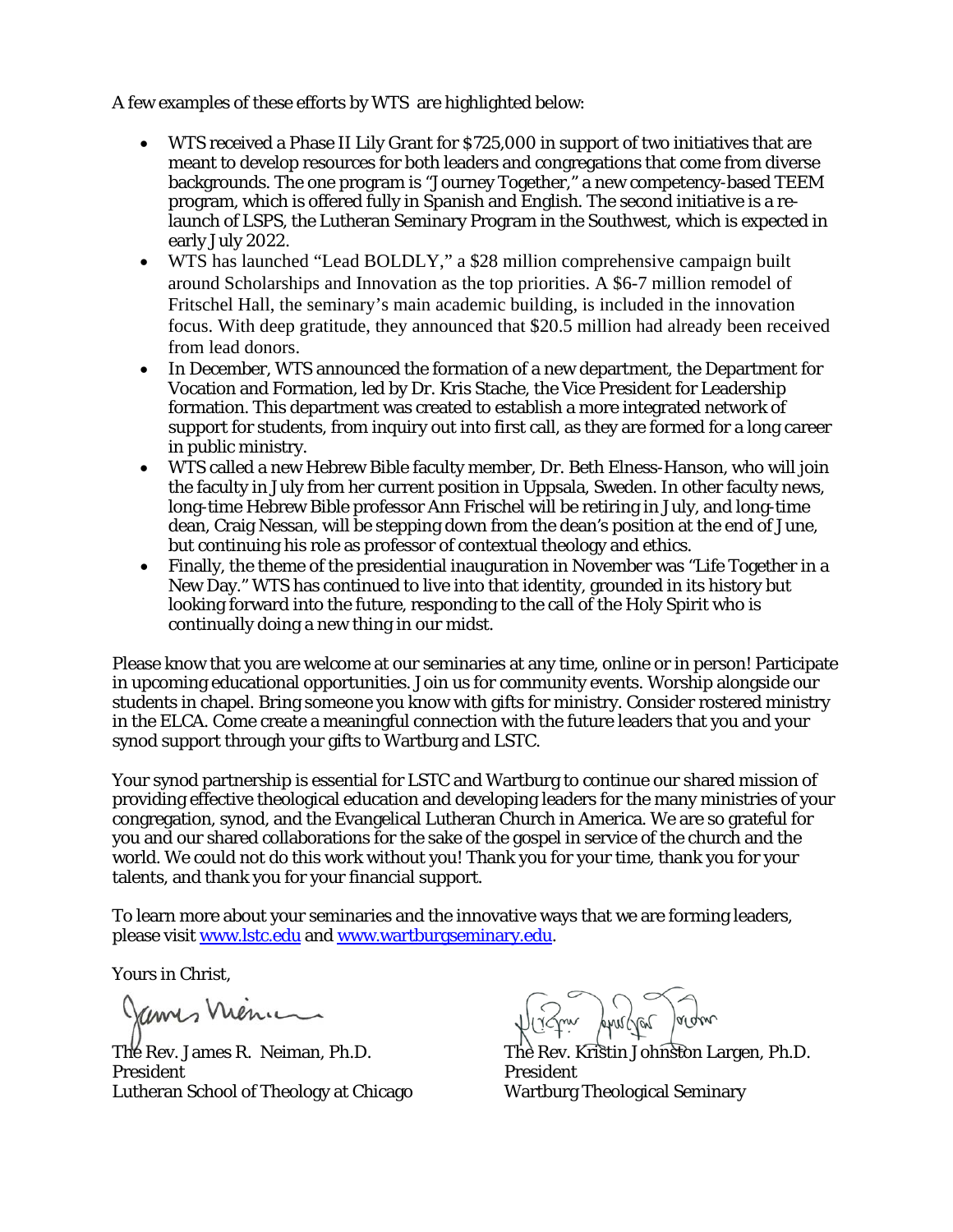A few examples of these efforts by WTS are highlighted below:

- WTS received a Phase II Lily Grant for $725,000 in support of two initiatives that are meant to develop resources for both leaders and congregations that come from diverse backgrounds. The one program is "Journey Together," a new competency-based TEEM program, which is offered fully in Spanish and English. The second initiative is a re-launch of LSPS, the Lutheran Seminary Program in the Southwest, which is expected in early July 2022.
- WTS has launched "Lead BOLDLY," a $28 million comprehensive campaign built around Scholarships and Innovation as the top priorities. A $6-7 million remodel of Fritschel Hall, the seminary's main academic building, is included in the innovation focus. With deep gratitude, they announced that $20.5 million had already been received from lead donors.
- In December, WTS announced the formation of a new department, the Department for Vocation and Formation, led by Dr. Kris Stache, the Vice President for Leadership formation. This department was created to establish a more integrated network of support for students, from inquiry out into first call, as they are formed for a long career in public ministry.
- WTS called a new Hebrew Bible faculty member, Dr. Beth Elness-Hanson, who will join the faculty in July from her current position in Uppsala, Sweden. In other faculty news, long-time Hebrew Bible professor Ann Frischel will be retiring in July, and long-time dean, Craig Nessan, will be stepping down from the dean's position at the end of June, but continuing his role as professor of contextual theology and ethics.
- Finally, the theme of the presidential inauguration in November was "Life Together in a New Day." WTS has continued to live into that identity, grounded in its history but looking forward into the future, responding to the call of the Holy Spirit who is continually doing a new thing in our midst.

Please know that you are welcome at our seminaries at any time, online or in person! Participate in upcoming educational opportunities. Join us for community events. Worship alongside our students in chapel. Bring someone you know with gifts for ministry. Consider rostered ministry in the ELCA. Come create a meaningful connection with the future leaders that you and your synod support through your gifts to Wartburg and LSTC.

Your synod partnership is essential for LSTC and Wartburg to continue our shared mission of providing effective theological education and developing leaders for the many ministries of your congregation, synod, and the Evangelical Lutheran Church in America. We are so grateful for you and our shared collaborations for the sake of the gospel in service of the church and the world. We could not do this work without you! Thank you for your time, thank you for your talents, and thank you for your financial support.

To learn more about your seminaries and the innovative ways that we are forming leaders, please visit [www.lstc.edu](http://www.lstc.edu) and [www.wartburgseminary.edu](http://www.wartburgseminary.edu).

Yours in Christ,

The Rev. James R. Neiman, Ph.D.
President
Lutheran School of Theology at Chicago

The Rev. Kristin Johnston Largen, Ph.D.
President
Wartburg Theological Seminary